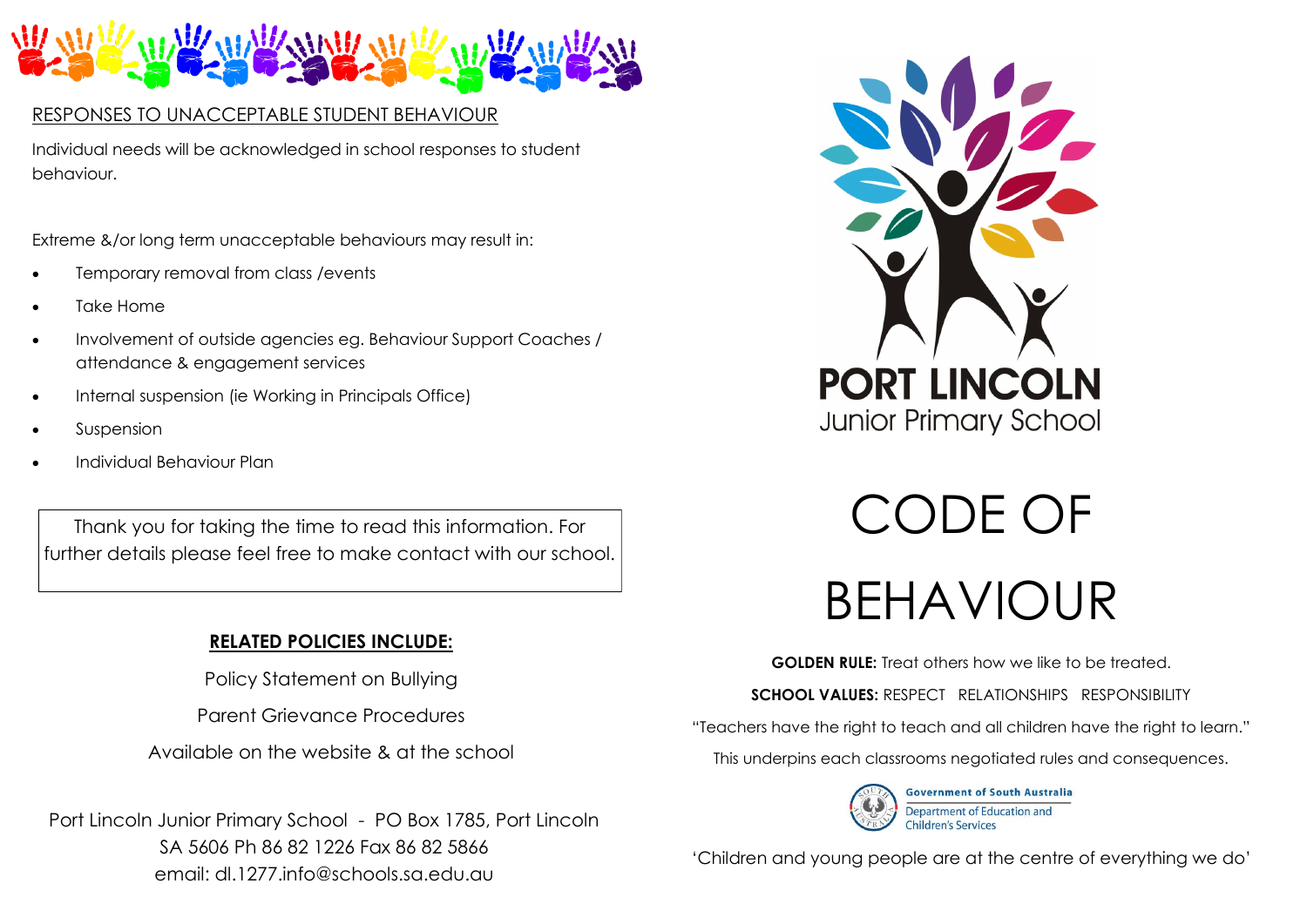## RESPONSES TO UNACCEPTABLE STUDENT BEHAVIOUR

Individual needs will be acknowledged in school responses to student behaviour.

Extreme &/or long term unacceptable behaviours may result in:

- Temporary removal from class /events
- Take Home
- Involvement of outside agencies eg. Behaviour Support Coaches / attendance & engagement services
- Internal suspension (ie Working in Principals Office)
- Suspension
- Individual Behaviour Plan

Thank you for taking the time to read this information. For further details please feel free to make contact with our school.

**RELATED POLICIES INCLUDE:**

Policy Statement on Bullying

Parent Grievance Procedures

Available on the website & at the school

Port Lincoln Junior Primary School - PO Box 1785, Port Lincoln SA 5606 Ph 86 82 1226 Fax 86 82 5866
email: dl.1277.info@schools.sa.edu.au

**PORT LINCOLN**
Junior Primary School

# CODE OF BEHAVIOUR

**GOLDEN RULE:** Treat others how we like to be treated.

**SCHOOL VALUES:** RESPECT RELATIONSHIPS RESPONSIBILITY

"Teachers have the right to teach and all children have the right to learn."

This underpins each classrooms negotiated rules and consequences.

Government of South Australia
Department of Education and Children's Services

'Children and young people are at the centre of everything we do'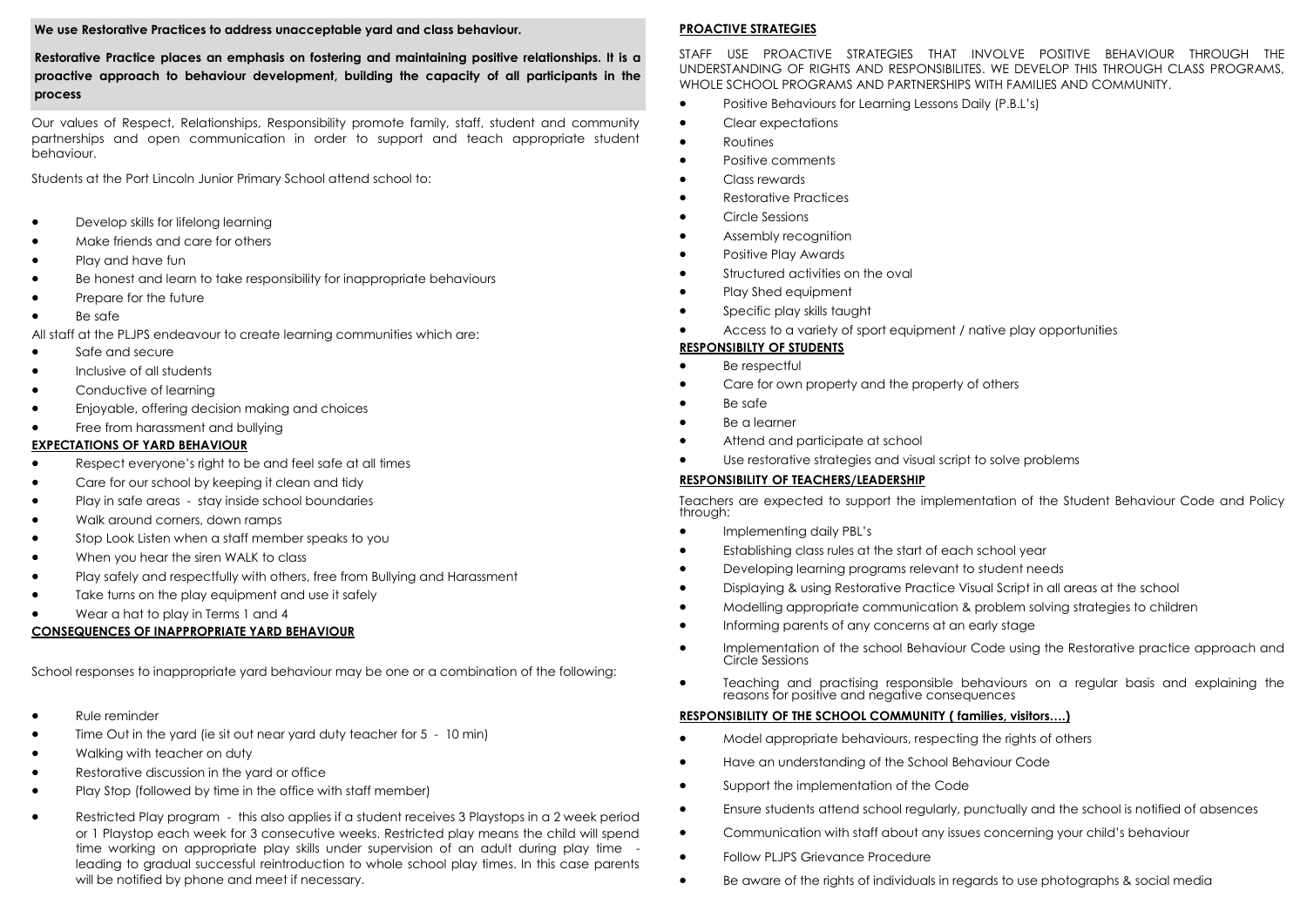**We use Restorative Practices to address unacceptable yard and class behaviour.**

**Restorative Practice places an emphasis on fostering and maintaining positive relationships. It is a proactive approach to behaviour development, building the capacity of all participants in the process**

Our values of Respect, Relationships, Responsibility promote family, staff, student and community partnerships and open communication in order to support and teach appropriate student behaviour.

Students at the Port Lincoln Junior Primary School attend school to:

- Develop skills for lifelong learning
- Make friends and care for others
- Play and have fun
- Be honest and learn to take responsibility for inappropriate behaviours
- Prepare for the future
- Be safe

All staff at the PLJPS endeavour to create learning communities which are:

- Safe and secure
- Inclusive of all students
- Conductive of learning
- Enjoyable, offering decision making and choices
- Free from harassment and bullying

## EXPECTATIONS OF YARD BEHAVIOUR

- Respect everyone's right to be and feel safe at all times
- Care for our school by keeping it clean and tidy
- Play in safe areas - stay inside school boundaries
- Walk around corners, down ramps
- Stop Look Listen when a staff member speaks to you
- When you hear the siren WALK to class
- Play safely and respectfully with others, free from Bullying and Harassment
- Take turns on the play equipment and use it safely
- Wear a hat to play in Terms 1 and 4

## CONSEQUENCES OF INAPPROPRIATE YARD BEHAVIOUR

School responses to inappropriate yard behaviour may be one or a combination of the following:

- Rule reminder
- Time Out in the yard (ie sit out near yard duty teacher for 5 - 10 min)
- Walking with teacher on duty
- Restorative discussion in the yard or office
- Play Stop (followed by time in the office with staff member)
- Restricted Play program - this also applies if a student receives 3 Playstops in a 2 week period or 1 Playstop each week for 3 consecutive weeks. Restricted play means the child will spend time working on appropriate play skills under supervision of an adult during play time - leading to gradual successful reintroduction to whole school play times. In this case parents will be notified by phone and meet if necessary.

## PROACTIVE STRATEGIES

STAFF USE PROACTIVE STRATEGIES THAT INVOLVE POSITIVE BEHAVIOUR THROUGH THE UNDERSTANDING OF RIGHTS AND RESPONSIBILITES. WE DEVELOP THIS THROUGH CLASS PROGRAMS, WHOLE SCHOOL PROGRAMS AND PARTNERSHIPS WITH FAMILIES AND COMMUNITY.

- Positive Behaviours for Learning Lessons Daily (P.B.L's)
- Clear expectations
- Routines
- Positive comments
- Class rewards
- Restorative Practices
- Circle Sessions
- Assembly recognition
- Positive Play Awards
- Structured activities on the oval
- Play Shed equipment
- Specific play skills taught
- Access to a variety of sport equipment / native play opportunities

## RESPONSIBILTY OF STUDENTS

- Be respectful
- Care for own property and the property of others
- Be safe
- Be a learner
- Attend and participate at school
- Use restorative strategies and visual script to solve problems

## RESPONSIBILITY OF TEACHERS/LEADERSHIP

Teachers are expected to support the implementation of the Student Behaviour Code and Policy through:

- Implementing daily PBL's
- Establishing class rules at the start of each school year
- Developing learning programs relevant to student needs
- Displaying & using Restorative Practice Visual Script in all areas at the school
- Modelling appropriate communication & problem solving strategies to children
- Informing parents of any concerns at an early stage
- Implementation of the school Behaviour Code using the Restorative practice approach and Circle Sessions
- Teaching and practising responsible behaviours on a regular basis and explaining the reasons for positive and negative consequences

## RESPONSIBILITY OF THE SCHOOL COMMUNITY ( families, visitors….)

- Model appropriate behaviours, respecting the rights of others
- Have an understanding of the School Behaviour Code
- Support the implementation of the Code
- Ensure students attend school regularly, punctually and the school is notified of absences
- Communication with staff about any issues concerning your child's behaviour
- Follow PLJPS Grievance Procedure
- Be aware of the rights of individuals in regards to use photographs & social media